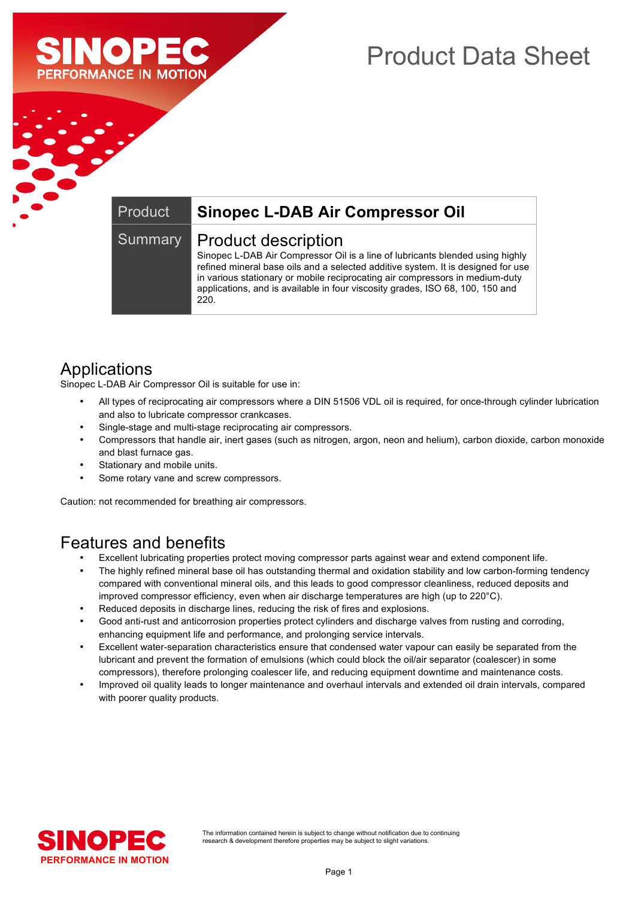# Product Data Sheet

| Product | Sinopec L-DAB Air Compressor Oil |
|---|---|
| Summary | **Product description**<br>Sinopec L-DAB Air Compressor Oil is a line of lubricants blended using highly refined mineral base oils and a selected additive system. It is designed for use in various stationary or mobile reciprocating air compressors in medium-duty applications, and is available in four viscosity grades, ISO 68, 100, 150 and 220. |

## Applications

Sinopec L-DAB Air Compressor Oil is suitable for use in:

- All types of reciprocating air compressors where a DIN 51506 VDL oil is required, for once-through cylinder lubrication and also to lubricate compressor crankcases.
- Single-stage and multi-stage reciprocating air compressors.
- Compressors that handle air, inert gases (such as nitrogen, argon, neon and helium), carbon dioxide, carbon monoxide and blast furnace gas.
- Stationary and mobile units.
- Some rotary vane and screw compressors.

Caution: not recommended for breathing air compressors.

## Features and benefits

- Excellent lubricating properties protect moving compressor parts against wear and extend component life.
- The highly refined mineral base oil has outstanding thermal and oxidation stability and low carbon-forming tendency compared with conventional mineral oils, and this leads to good compressor cleanliness, reduced deposits and improved compressor efficiency, even when air discharge temperatures are high (up to 220°C).
- Reduced deposits in discharge lines, reducing the risk of fires and explosions.
- Good anti-rust and anticorrosion properties protect cylinders and discharge valves from rusting and corroding, enhancing equipment life and performance, and prolonging service intervals.
- Excellent water-separation characteristics ensure that condensed water vapour can easily be separated from the lubricant and prevent the formation of emulsions (which could block the oil/air separator (coalescer) in some compressors), therefore prolonging coalescer life, and reducing equipment downtime and maintenance costs.
- Improved oil quality leads to longer maintenance and overhaul intervals and extended oil drain intervals, compared with poorer quality products.

The information contained herein is subject to change without notification due to continuing research & development therefore properties may be subject to slight variations.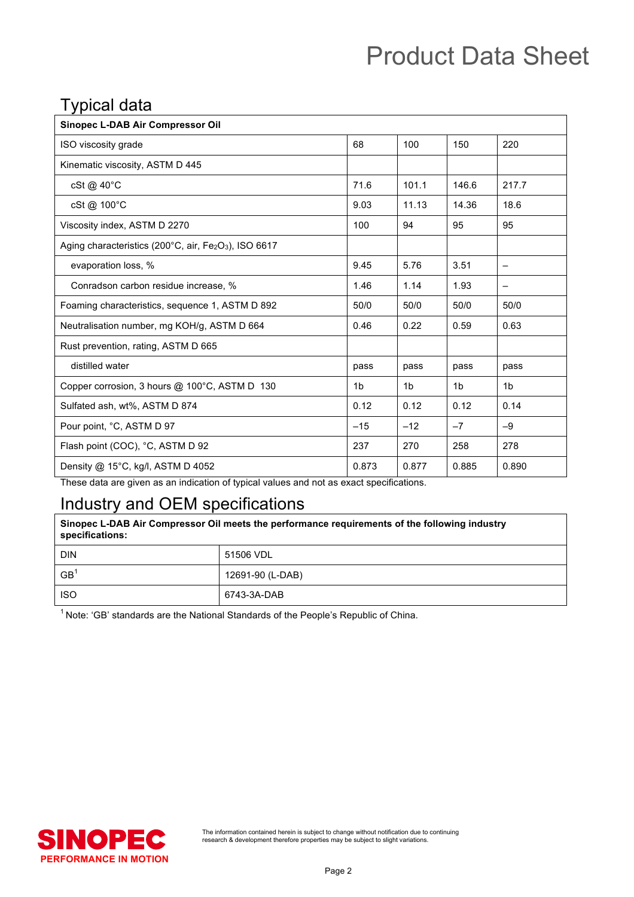# Product Data Sheet

## Typical data

| Sinopec L-DAB Air Compressor Oil | | | | |
|---|---|---|---|---|
| ISO viscosity grade | 68 | 100 | 150 | 220 |
| Kinematic viscosity, ASTM D 445 | | | | |
| cSt @ 40°C | 71.6 | 101.1 | 146.6 | 217.7 |
| cSt @ 100°C | 9.03 | 11.13 | 14.36 | 18.6 |
| Viscosity index, ASTM D 2270 | 100 | 94 | 95 | 95 |
| Aging characteristics (200°C, air, $Fe_2O_3$), ISO 6617 | | | | |
| evaporation loss, % | 9.45 | 5.76 | 3.51 | – |
| Conradson carbon residue increase, % | 1.46 | 1.14 | 1.93 | – |
| Foaming characteristics, sequence 1, ASTM D 892 | 50/0 | 50/0 | 50/0 | 50/0 |
| Neutralisation number, mg KOH/g, ASTM D 664 | 0.46 | 0.22 | 0.59 | 0.63 |
| Rust prevention, rating, ASTM D 665 | | | | |
| distilled water | pass | pass | pass | pass |
| Copper corrosion, 3 hours @ 100°C, ASTM D 130 | 1b | 1b | 1b | 1b |
| Sulfated ash, wt%, ASTM D 874 | 0.12 | 0.12 | 0.12 | 0.14 |
| Pour point, °C, ASTM D 97 | –15 | –12 | –7 | –9 |
| Flash point (COC), °C, ASTM D 92 | 237 | 270 | 258 | 278 |
| Density @ 15°C, kg/l, ASTM D 4052 | 0.873 | 0.877 | 0.885 | 0.890 |

These data are given as an indication of typical values and not as exact specifications.

## Industry and OEM specifications

| Sinopec L-DAB Air Compressor Oil meets the performance requirements of the following industry specifications: | |
|---|---|
| DIN | 51506 VDL |
| GB[1] | 12691-90 (L-DAB) |
| ISO | 6743-3A-DAB |

[1] Note: 'GB' standards are the National Standards of the People's Republic of China.

**SINOPEC** PERFORMANCE IN MOTION

The information contained herein is subject to change without notification due to continuing research & development therefore properties may be subject to slight variations.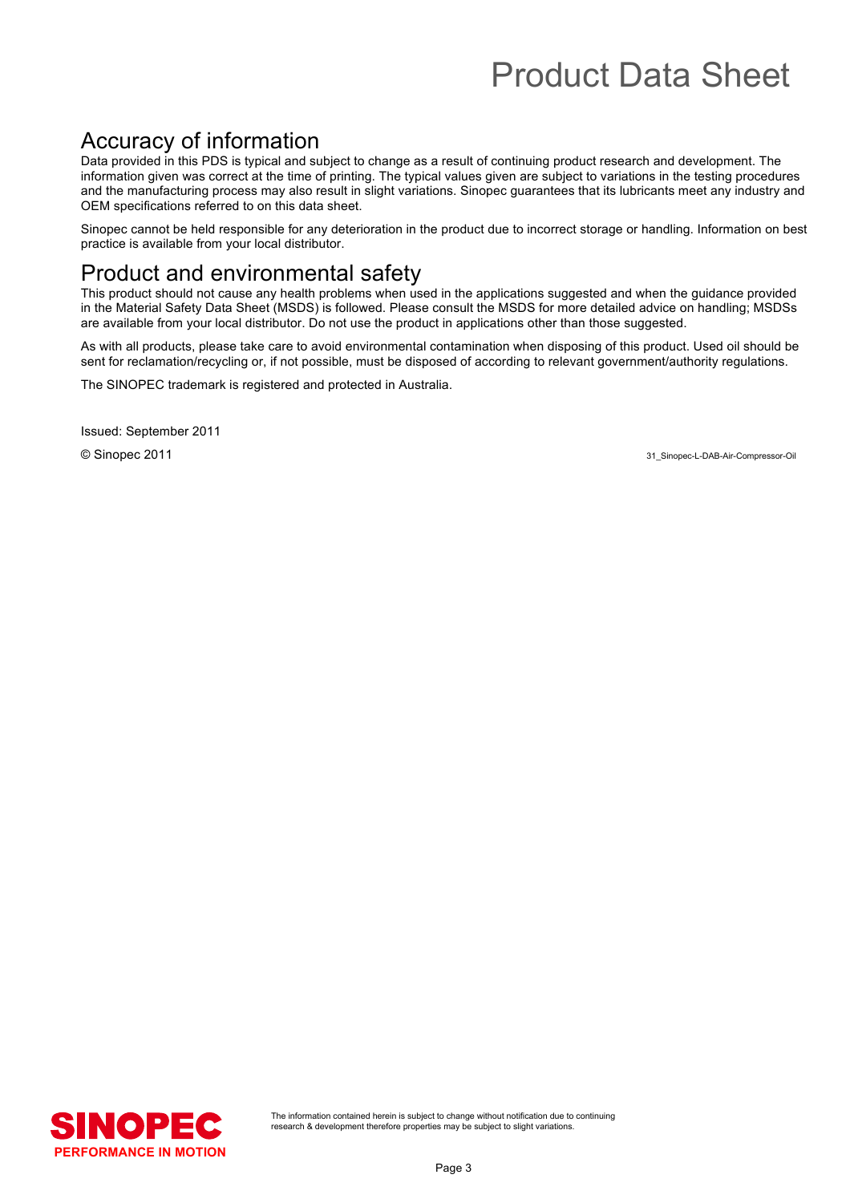## Accuracy of information

Data provided in this PDS is typical and subject to change as a result of continuing product research and development. The information given was correct at the time of printing. The typical values given are subject to variations in the testing procedures and the manufacturing process may also result in slight variations. Sinopec guarantees that its lubricants meet any industry and OEM specifications referred to on this data sheet.

Sinopec cannot be held responsible for any deterioration in the product due to incorrect storage or handling. Information on best practice is available from your local distributor.

## Product and environmental safety

This product should not cause any health problems when used in the applications suggested and when the guidance provided in the Material Safety Data Sheet (MSDS) is followed. Please consult the MSDS for more detailed advice on handling; MSDSs are available from your local distributor. Do not use the product in applications other than those suggested.

As with all products, please take care to avoid environmental contamination when disposing of this product. Used oil should be sent for reclamation/recycling or, if not possible, must be disposed of according to relevant government/authority regulations.

The SINOPEC trademark is registered and protected in Australia.

Issued: September 2011

© Sinopec 2011

31_Sinopec-L-DAB-Air-Compressor-Oil